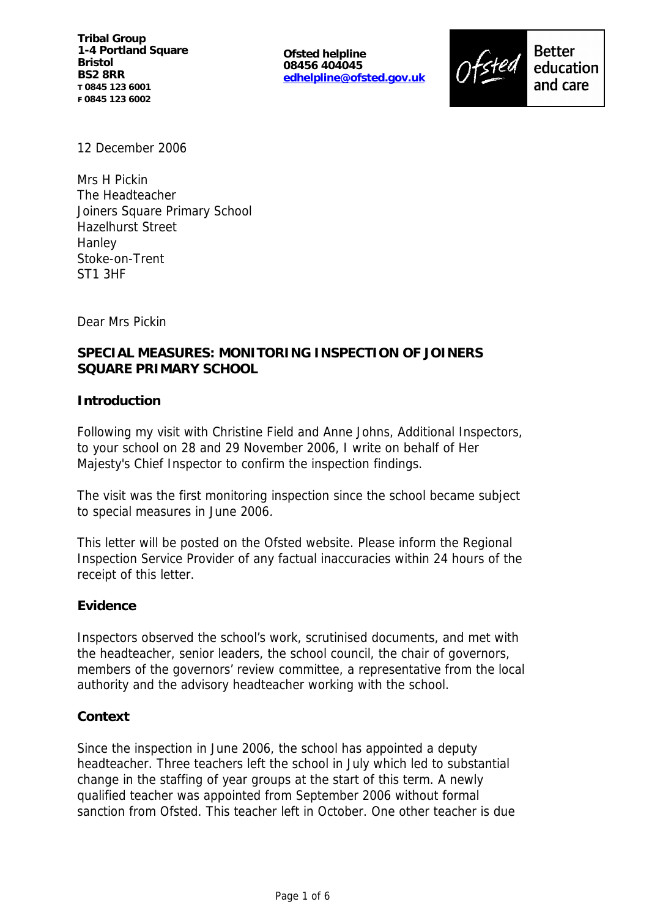**Tribal Group**
**1-4 Portland Square**
**Bristol**
**BS2 8RR**
**T 0845 123 6001**
**F 0845 123 6002**

**Ofsted helpline**
**08456 404045**
**edhelpline@ofsted.gov.uk**

Ofsted Better education and care

12 December 2006

Mrs H Pickin
The Headteacher
Joiners Square Primary School
Hazelhurst Street
Hanley
Stoke-on-Trent
ST1 3HF

Dear Mrs Pickin

**SPECIAL MEASURES: MONITORING INSPECTION OF JOINERS SQUARE PRIMARY SCHOOL**

**Introduction**

Following my visit with Christine Field and Anne Johns, Additional Inspectors, to your school on 28 and 29 November 2006, I write on behalf of Her Majesty's Chief Inspector to confirm the inspection findings.

The visit was the first monitoring inspection since the school became subject to special measures in June 2006.

This letter will be posted on the Ofsted website. Please inform the Regional Inspection Service Provider of any factual inaccuracies within 24 hours of the receipt of this letter.

**Evidence**

Inspectors observed the school's work, scrutinised documents, and met with the headteacher, senior leaders, the school council, the chair of governors, members of the governors' review committee, a representative from the local authority and the advisory headteacher working with the school.

**Context**

Since the inspection in June 2006, the school has appointed a deputy headteacher. Three teachers left the school in July which led to substantial change in the staffing of year groups at the start of this term. A newly qualified teacher was appointed from September 2006 without formal sanction from Ofsted. This teacher left in October. One other teacher is due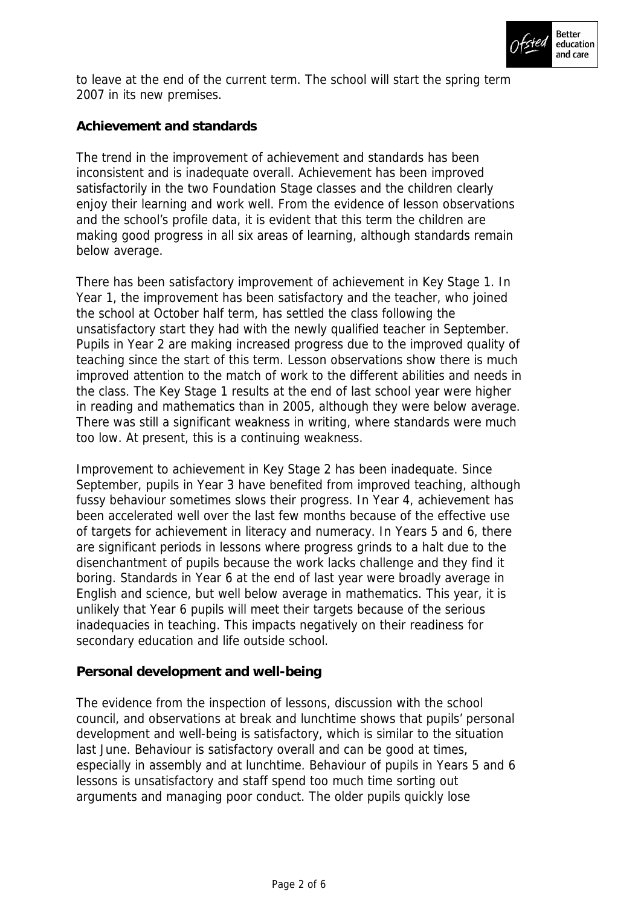to leave at the end of the current term. The school will start the spring term 2007 in its new premises.

**Achievement and standards**

The trend in the improvement of achievement and standards has been inconsistent and is inadequate overall. Achievement has been improved satisfactorily in the two Foundation Stage classes and the children clearly enjoy their learning and work well. From the evidence of lesson observations and the school's profile data, it is evident that this term the children are making good progress in all six areas of learning, although standards remain below average.

There has been satisfactory improvement of achievement in Key Stage 1. In Year 1, the improvement has been satisfactory and the teacher, who joined the school at October half term, has settled the class following the unsatisfactory start they had with the newly qualified teacher in September. Pupils in Year 2 are making increased progress due to the improved quality of teaching since the start of this term. Lesson observations show there is much improved attention to the match of work to the different abilities and needs in the class. The Key Stage 1 results at the end of last school year were higher in reading and mathematics than in 2005, although they were below average. There was still a significant weakness in writing, where standards were much too low. At present, this is a continuing weakness.

Improvement to achievement in Key Stage 2 has been inadequate. Since September, pupils in Year 3 have benefited from improved teaching, although fussy behaviour sometimes slows their progress. In Year 4, achievement has been accelerated well over the last few months because of the effective use of targets for achievement in literacy and numeracy. In Years 5 and 6, there are significant periods in lessons where progress grinds to a halt due to the disenchantment of pupils because the work lacks challenge and they find it boring. Standards in Year 6 at the end of last year were broadly average in English and science, but well below average in mathematics. This year, it is unlikely that Year 6 pupils will meet their targets because of the serious inadequacies in teaching. This impacts negatively on their readiness for secondary education and life outside school.

**Personal development and well-being**

The evidence from the inspection of lessons, discussion with the school council, and observations at break and lunchtime shows that pupils' personal development and well-being is satisfactory, which is similar to the situation last June. Behaviour is satisfactory overall and can be good at times, especially in assembly and at lunchtime. Behaviour of pupils in Years 5 and 6 lessons is unsatisfactory and staff spend too much time sorting out arguments and managing poor conduct. The older pupils quickly lose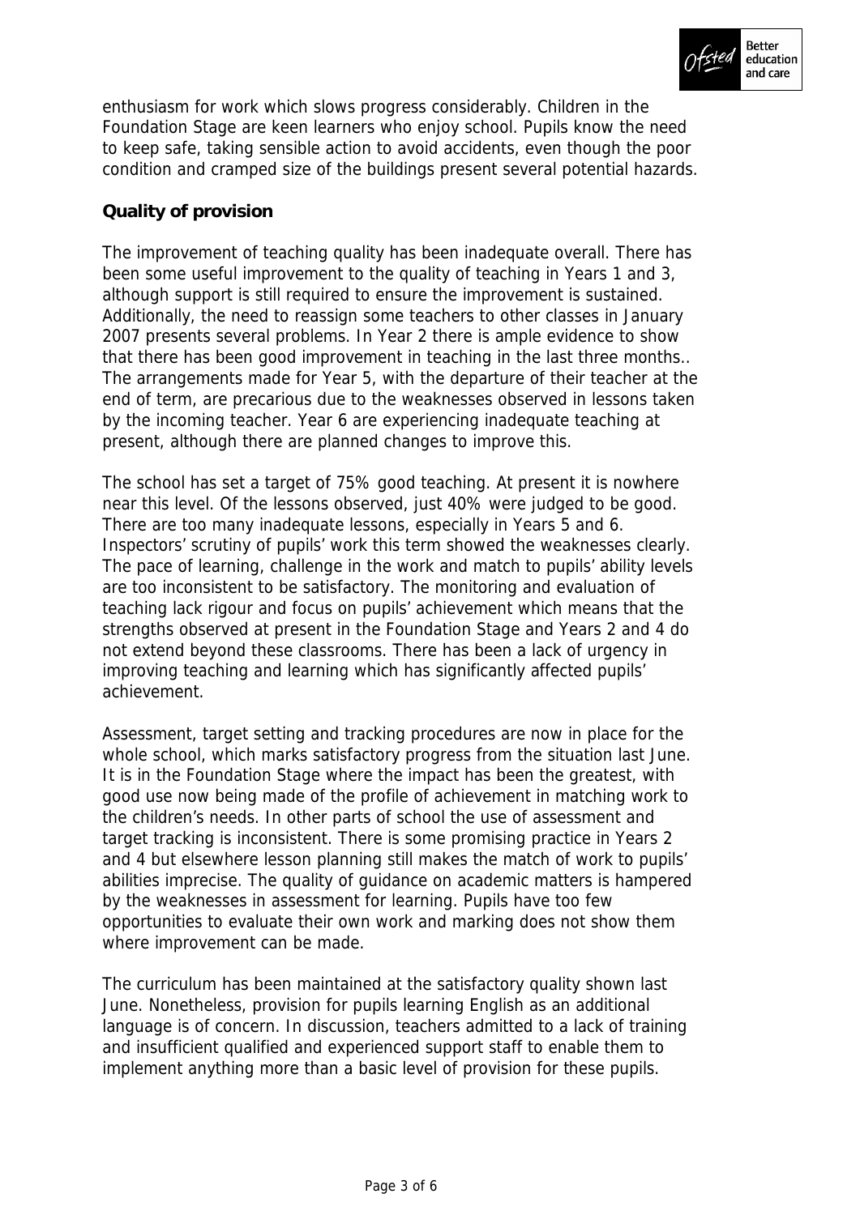enthusiasm for work which slows progress considerably. Children in the Foundation Stage are keen learners who enjoy school. Pupils know the need to keep safe, taking sensible action to avoid accidents, even though the poor condition and cramped size of the buildings present several potential hazards.

**Quality of provision**

The improvement of teaching quality has been inadequate overall. There has been some useful improvement to the quality of teaching in Years 1 and 3, although support is still required to ensure the improvement is sustained. Additionally, the need to reassign some teachers to other classes in January 2007 presents several problems. In Year 2 there is ample evidence to show that there has been good improvement in teaching in the last three months.. The arrangements made for Year 5, with the departure of their teacher at the end of term, are precarious due to the weaknesses observed in lessons taken by the incoming teacher. Year 6 are experiencing inadequate teaching at present, although there are planned changes to improve this.

The school has set a target of 75% good teaching. At present it is nowhere near this level. Of the lessons observed, just 40% were judged to be good. There are too many inadequate lessons, especially in Years 5 and 6. Inspectors' scrutiny of pupils' work this term showed the weaknesses clearly. The pace of learning, challenge in the work and match to pupils' ability levels are too inconsistent to be satisfactory. The monitoring and evaluation of teaching lack rigour and focus on pupils' achievement which means that the strengths observed at present in the Foundation Stage and Years 2 and 4 do not extend beyond these classrooms. There has been a lack of urgency in improving teaching and learning which has significantly affected pupils' achievement.

Assessment, target setting and tracking procedures are now in place for the whole school, which marks satisfactory progress from the situation last June. It is in the Foundation Stage where the impact has been the greatest, with good use now being made of the profile of achievement in matching work to the children's needs. In other parts of school the use of assessment and target tracking is inconsistent. There is some promising practice in Years 2 and 4 but elsewhere lesson planning still makes the match of work to pupils' abilities imprecise. The quality of guidance on academic matters is hampered by the weaknesses in assessment for learning. Pupils have too few opportunities to evaluate their own work and marking does not show them where improvement can be made.

The curriculum has been maintained at the satisfactory quality shown last June. Nonetheless, provision for pupils learning English as an additional language is of concern. In discussion, teachers admitted to a lack of training and insufficient qualified and experienced support staff to enable them to implement anything more than a basic level of provision for these pupils.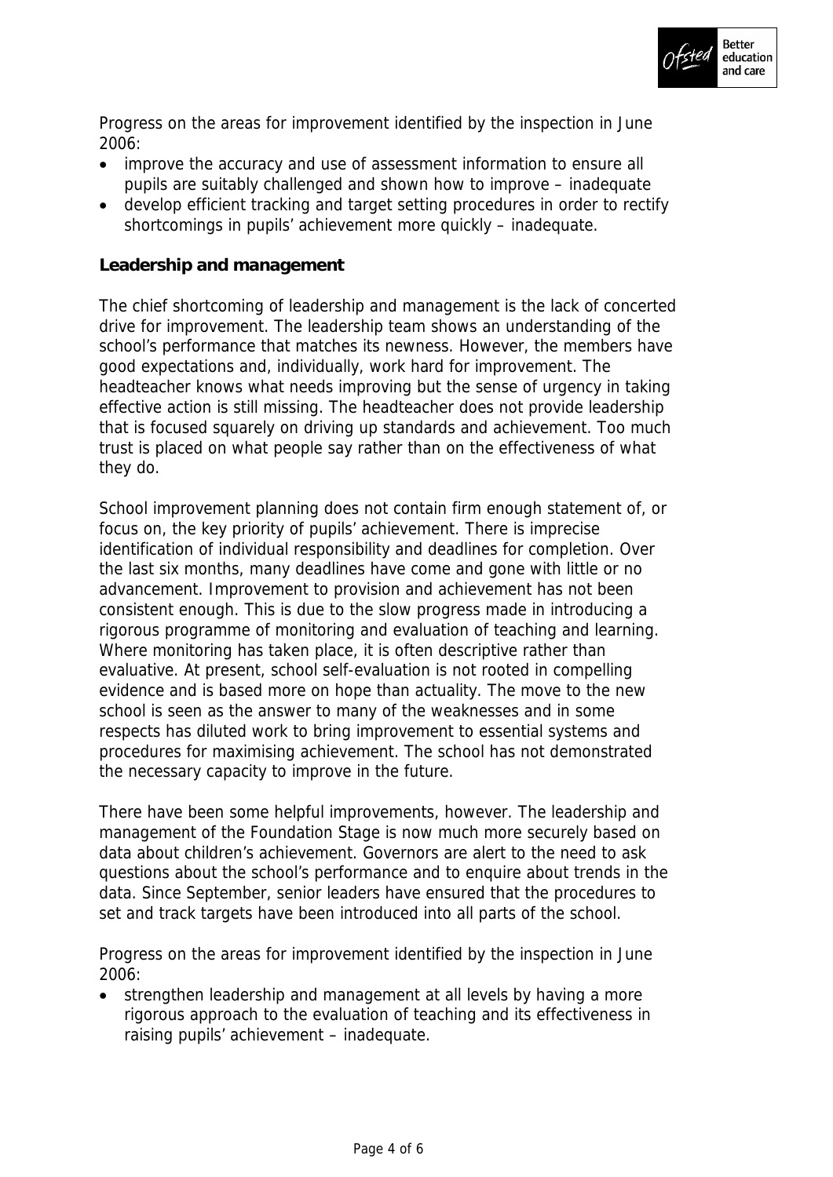Progress on the areas for improvement identified by the inspection in June 2006:

- improve the accuracy and use of assessment information to ensure all pupils are suitably challenged and shown how to improve – inadequate
- develop efficient tracking and target setting procedures in order to rectify shortcomings in pupils' achievement more quickly – inadequate.

**Leadership and management**

The chief shortcoming of leadership and management is the lack of concerted drive for improvement. The leadership team shows an understanding of the school's performance that matches its newness. However, the members have good expectations and, individually, work hard for improvement. The headteacher knows what needs improving but the sense of urgency in taking effective action is still missing. The headteacher does not provide leadership that is focused squarely on driving up standards and achievement. Too much trust is placed on what people say rather than on the effectiveness of what they do.

School improvement planning does not contain firm enough statement of, or focus on, the key priority of pupils' achievement. There is imprecise identification of individual responsibility and deadlines for completion. Over the last six months, many deadlines have come and gone with little or no advancement. Improvement to provision and achievement has not been consistent enough. This is due to the slow progress made in introducing a rigorous programme of monitoring and evaluation of teaching and learning. Where monitoring has taken place, it is often descriptive rather than evaluative. At present, school self-evaluation is not rooted in compelling evidence and is based more on hope than actuality. The move to the new school is seen as the answer to many of the weaknesses and in some respects has diluted work to bring improvement to essential systems and procedures for maximising achievement. The school has not demonstrated the necessary capacity to improve in the future.

There have been some helpful improvements, however. The leadership and management of the Foundation Stage is now much more securely based on data about children's achievement. Governors are alert to the need to ask questions about the school's performance and to enquire about trends in the data. Since September, senior leaders have ensured that the procedures to set and track targets have been introduced into all parts of the school.

Progress on the areas for improvement identified by the inspection in June 2006:

- strengthen leadership and management at all levels by having a more rigorous approach to the evaluation of teaching and its effectiveness in raising pupils' achievement – inadequate.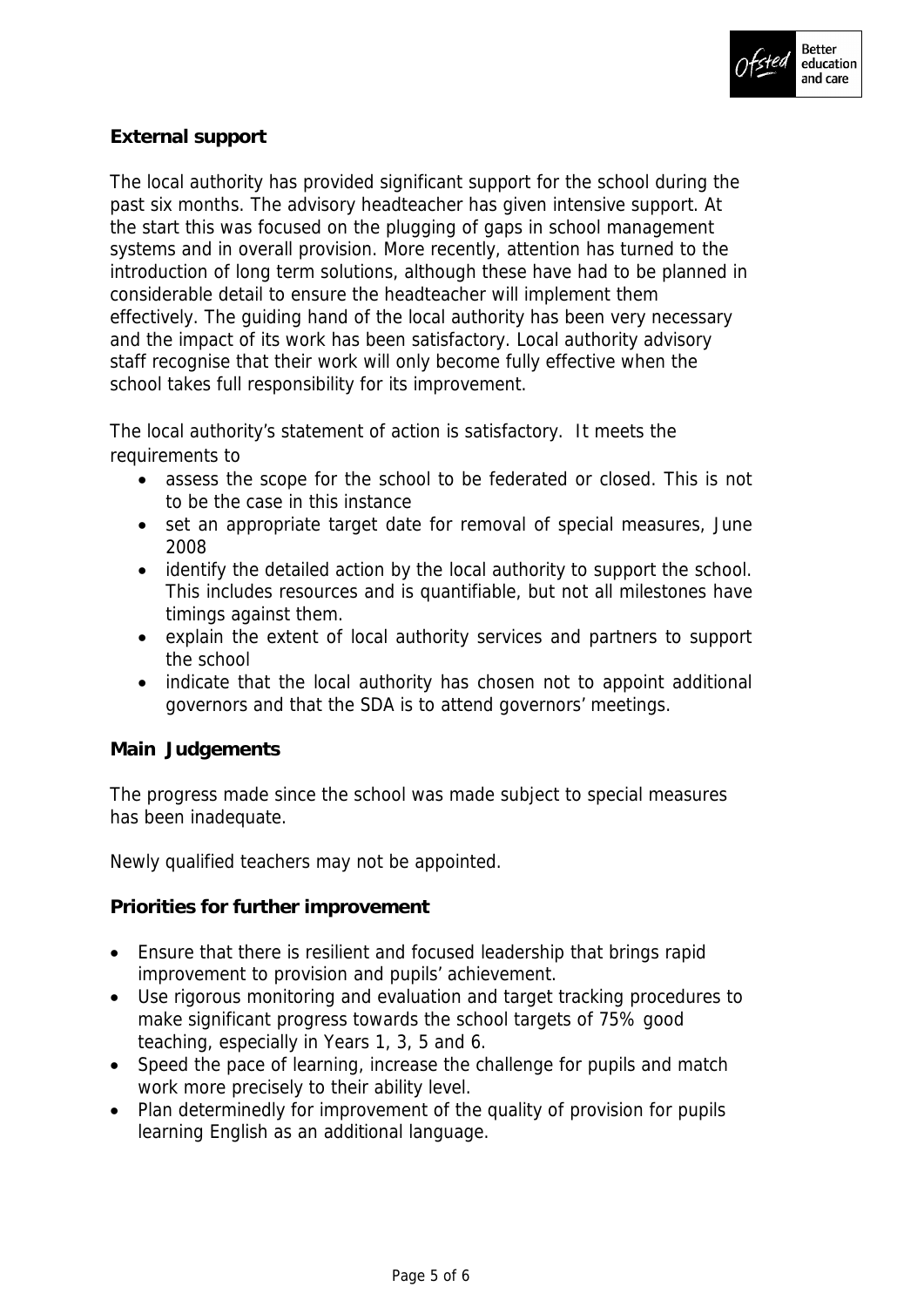**External support**

The local authority has provided significant support for the school during the past six months. The advisory headteacher has given intensive support. At the start this was focused on the plugging of gaps in school management systems and in overall provision. More recently, attention has turned to the introduction of long term solutions, although these have had to be planned in considerable detail to ensure the headteacher will implement them effectively. The guiding hand of the local authority has been very necessary and the impact of its work has been satisfactory. Local authority advisory staff recognise that their work will only become fully effective when the school takes full responsibility for its improvement.

The local authority's statement of action is satisfactory. It meets the requirements to

- assess the scope for the school to be federated or closed. This is not to be the case in this instance
- set an appropriate target date for removal of special measures, June 2008
- identify the detailed action by the local authority to support the school. This includes resources and is quantifiable, but not all milestones have timings against them.
- explain the extent of local authority services and partners to support the school
- indicate that the local authority has chosen not to appoint additional governors and that the SDA is to attend governors' meetings.

**Main Judgements**

The progress made since the school was made subject to special measures has been inadequate.

Newly qualified teachers may not be appointed.

**Priorities for further improvement**

- Ensure that there is resilient and focused leadership that brings rapid improvement to provision and pupils' achievement.
- Use rigorous monitoring and evaluation and target tracking procedures to make significant progress towards the school targets of 75% good teaching, especially in Years 1, 3, 5 and 6.
- Speed the pace of learning, increase the challenge for pupils and match work more precisely to their ability level.
- Plan determinedly for improvement of the quality of provision for pupils learning English as an additional language.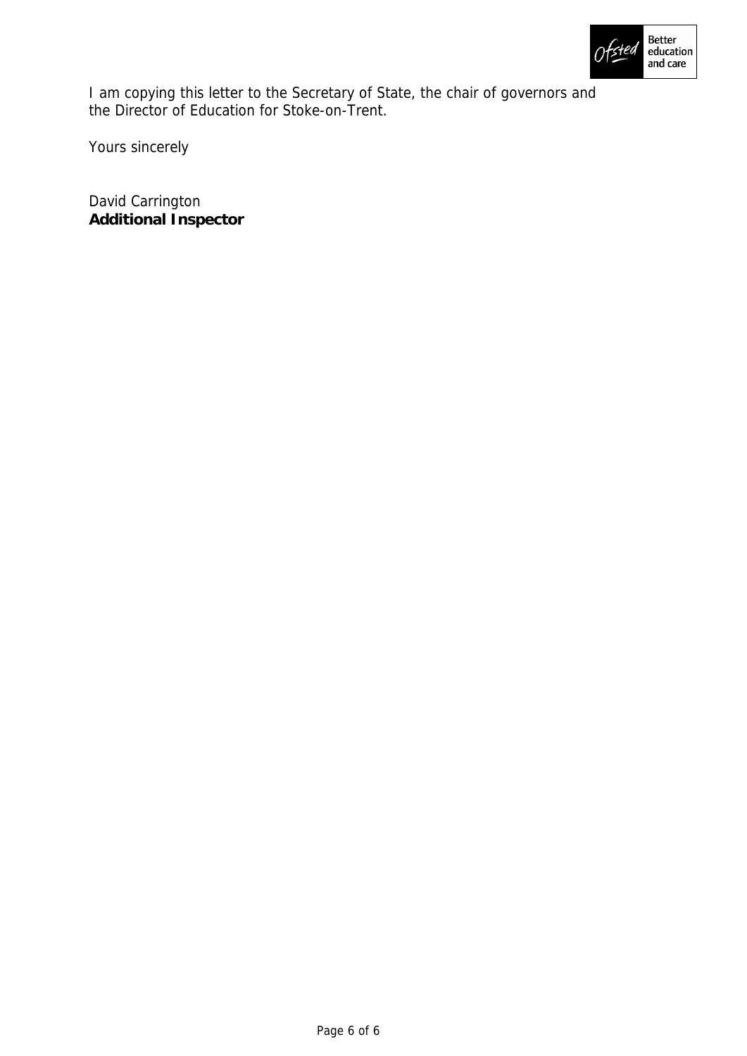I am copying this letter to the Secretary of State, the chair of governors and the Director of Education for Stoke-on-Trent.

Yours sincerely

David Carrington
**Additional Inspector**